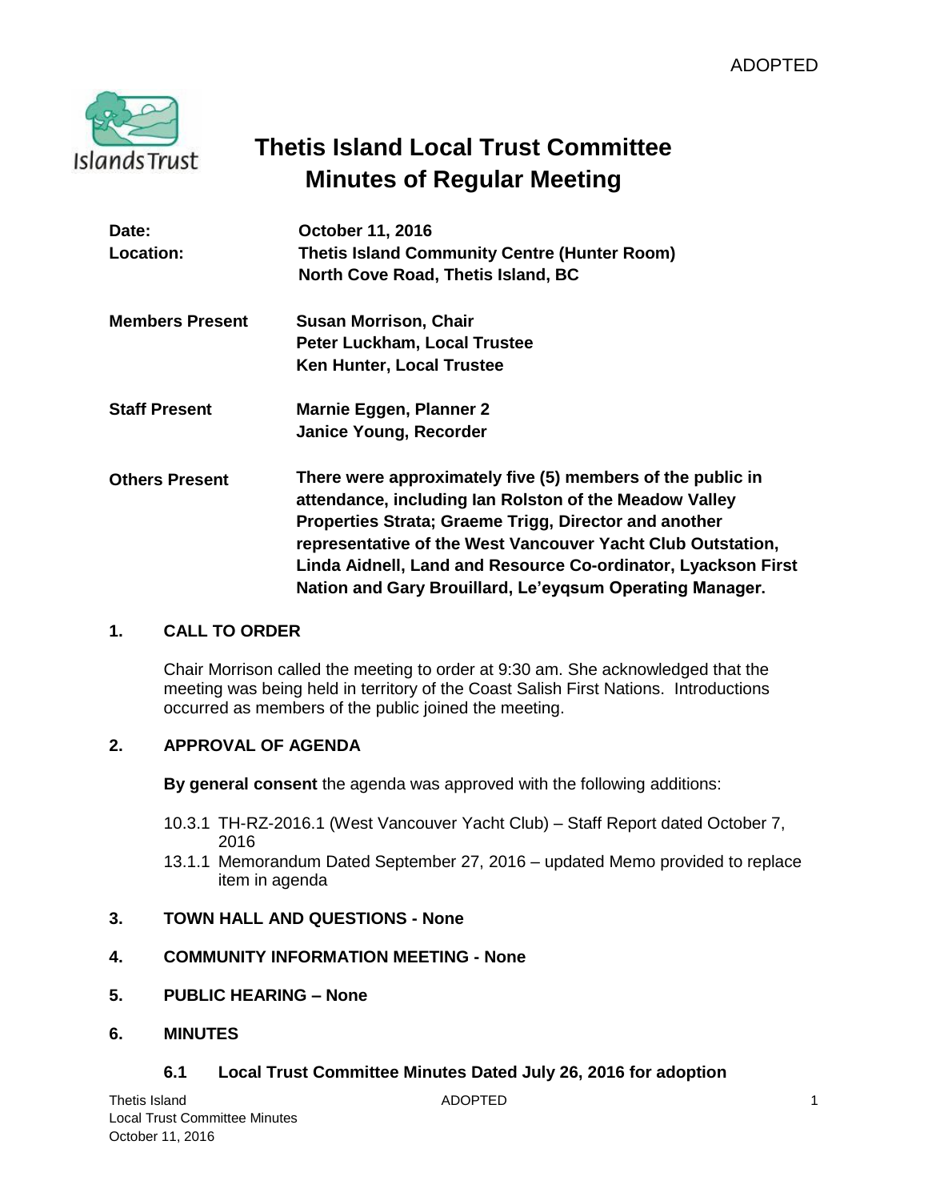ADOPTED

# Thetis Island Local Trust Committee
# Minutes of Regular Meeting

| | |
|---|---|
| **Date:** | **October 11, 2016** |
| **Location:** | **Thetis Island Community Centre (Hunter Room)** <br> **North Cove Road, Thetis Island, BC** |
| **Members Present** | **Susan Morrison, Chair** <br> **Peter Luckham, Local Trustee** <br> **Ken Hunter, Local Trustee** |
| **Staff Present** | **Marnie Eggen, Planner 2** <br> **Janice Young, Recorder** |
| **Others Present** | **There were approximately five (5) members of the public in attendance, including Ian Rolston of the Meadow Valley Properties Strata; Graeme Trigg, Director and another representative of the West Vancouver Yacht Club Outstation, Linda Aidnell, Land and Resource Co-ordinator, Lyackson First Nation and Gary Brouillard, Le'eyqsum Operating Manager.** |

## 1. CALL TO ORDER

Chair Morrison called the meeting to order at 9:30 am. She acknowledged that the meeting was being held in territory of the Coast Salish First Nations. Introductions occurred as members of the public joined the meeting.

## 2. APPROVAL OF AGENDA

**By general consent** the agenda was approved with the following additions:

- 10.3.1 TH-RZ-2016.1 (West Vancouver Yacht Club) – Staff Report dated October 7, 2016
- 13.1.1 Memorandum Dated September 27, 2016 – updated Memo provided to replace item in agenda

## 3. TOWN HALL AND QUESTIONS - None

## 4. COMMUNITY INFORMATION MEETING - None

## 5. PUBLIC HEARING – None

## 6. MINUTES

### 6.1 Local Trust Committee Minutes Dated July 26, 2016 for adoption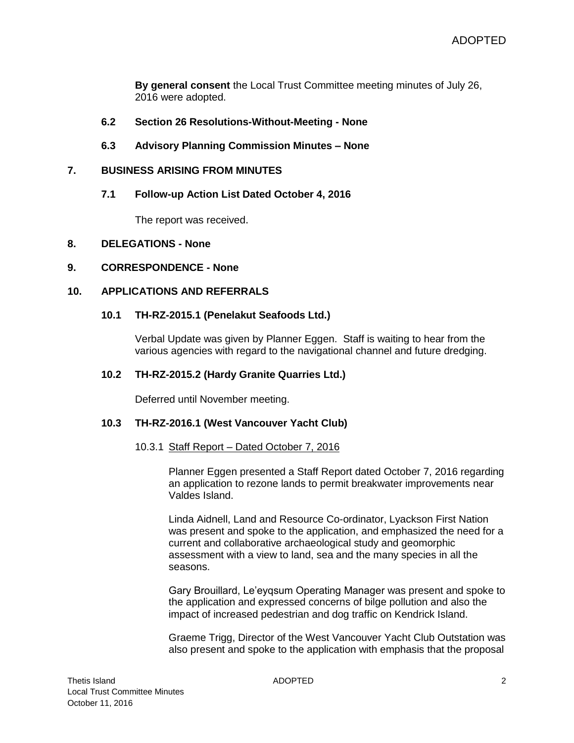**By general consent** the Local Trust Committee meeting minutes of July 26, 2016 were adopted.

### 6.2 Section 26 Resolutions-Without-Meeting - None

### 6.3 Advisory Planning Commission Minutes – None

## 7. BUSINESS ARISING FROM MINUTES

### 7.1 Follow-up Action List Dated October 4, 2016

The report was received.

## 8. DELEGATIONS - None

## 9. CORRESPONDENCE - None

## 10. APPLICATIONS AND REFERRALS

### 10.1 TH-RZ-2015.1 (Penelakut Seafoods Ltd.)

Verbal Update was given by Planner Eggen. Staff is waiting to hear from the various agencies with regard to the navigational channel and future dredging.

### 10.2 TH-RZ-2015.2 (Hardy Granite Quarries Ltd.)

Deferred until November meeting.

### 10.3 TH-RZ-2016.1 (West Vancouver Yacht Club)

10.3.1 Staff Report – Dated October 7, 2016

Planner Eggen presented a Staff Report dated October 7, 2016 regarding an application to rezone lands to permit breakwater improvements near Valdes Island.

Linda Aidnell, Land and Resource Co-ordinator, Lyackson First Nation was present and spoke to the application, and emphasized the need for a current and collaborative archaeological study and geomorphic assessment with a view to land, sea and the many species in all the seasons.

Gary Brouillard, Le'eyqsum Operating Manager was present and spoke to the application and expressed concerns of bilge pollution and also the impact of increased pedestrian and dog traffic on Kendrick Island.

Graeme Trigg, Director of the West Vancouver Yacht Club Outstation was also present and spoke to the application with emphasis that the proposal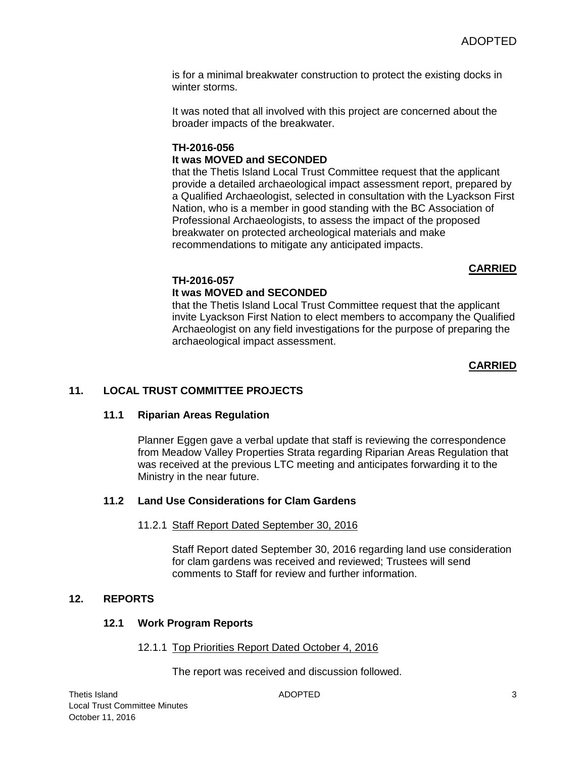is for a minimal breakwater construction to protect the existing docks in winter storms.

It was noted that all involved with this project are concerned about the broader impacts of the breakwater.

**TH-2016-056**
**It was MOVED and SECONDED**
that the Thetis Island Local Trust Committee request that the applicant provide a detailed archaeological impact assessment report, prepared by a Qualified Archaeologist, selected in consultation with the Lyackson First Nation, who is a member in good standing with the BC Association of Professional Archaeologists, to assess the impact of the proposed breakwater on protected archeological materials and make recommendations to mitigate any anticipated impacts.

**CARRIED**

**TH-2016-057**
**It was MOVED and SECONDED**
that the Thetis Island Local Trust Committee request that the applicant invite Lyackson First Nation to elect members to accompany the Qualified Archaeologist on any field investigations for the purpose of preparing the archaeological impact assessment.

**CARRIED**

## 11. LOCAL TRUST COMMITTEE PROJECTS

### 11.1 Riparian Areas Regulation

Planner Eggen gave a verbal update that staff is reviewing the correspondence from Meadow Valley Properties Strata regarding Riparian Areas Regulation that was received at the previous LTC meeting and anticipates forwarding it to the Ministry in the near future.

### 11.2 Land Use Considerations for Clam Gardens

11.2.1 Staff Report Dated September 30, 2016

Staff Report dated September 30, 2016 regarding land use consideration for clam gardens was received and reviewed; Trustees will send comments to Staff for review and further information.

## 12. REPORTS

### 12.1 Work Program Reports

12.1.1 Top Priorities Report Dated October 4, 2016

The report was received and discussion followed.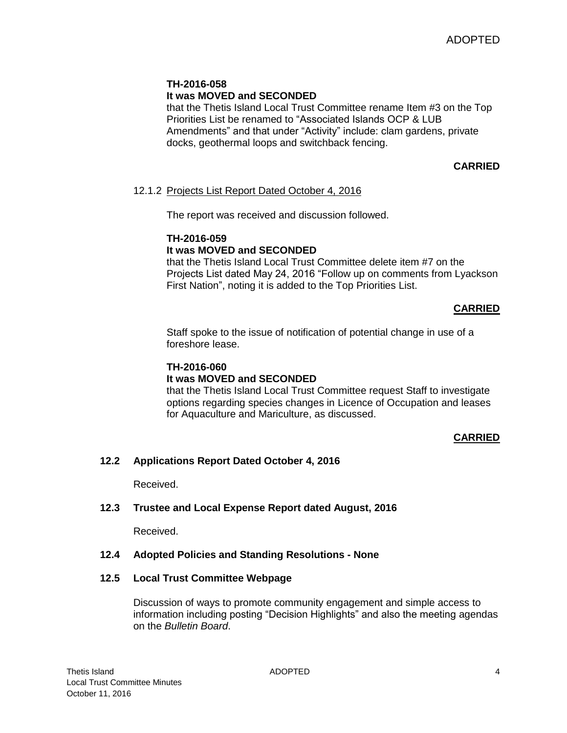**TH-2016-058**
**It was MOVED and SECONDED**
that the Thetis Island Local Trust Committee rename Item #3 on the Top Priorities List be renamed to "Associated Islands OCP & LUB Amendments" and that under "Activity" include: clam gardens, private docks, geothermal loops and switchback fencing.

**CARRIED**

12.1.2 Projects List Report Dated October 4, 2016

The report was received and discussion followed.

**TH-2016-059**
**It was MOVED and SECONDED**
that the Thetis Island Local Trust Committee delete item #7 on the Projects List dated May 24, 2016 "Follow up on comments from Lyackson First Nation", noting it is added to the Top Priorities List.

**CARRIED**

Staff spoke to the issue of notification of potential change in use of a foreshore lease.

**TH-2016-060**
**It was MOVED and SECONDED**
that the Thetis Island Local Trust Committee request Staff to investigate options regarding species changes in Licence of Occupation and leases for Aquaculture and Mariculture, as discussed.

**CARRIED**

**12.2 Applications Report Dated October 4, 2016**

Received.

**12.3 Trustee and Local Expense Report dated August, 2016**

Received.

**12.4 Adopted Policies and Standing Resolutions - None**

**12.5 Local Trust Committee Webpage**

Discussion of ways to promote community engagement and simple access to information including posting "Decision Highlights" and also the meeting agendas on the *Bulletin Board*.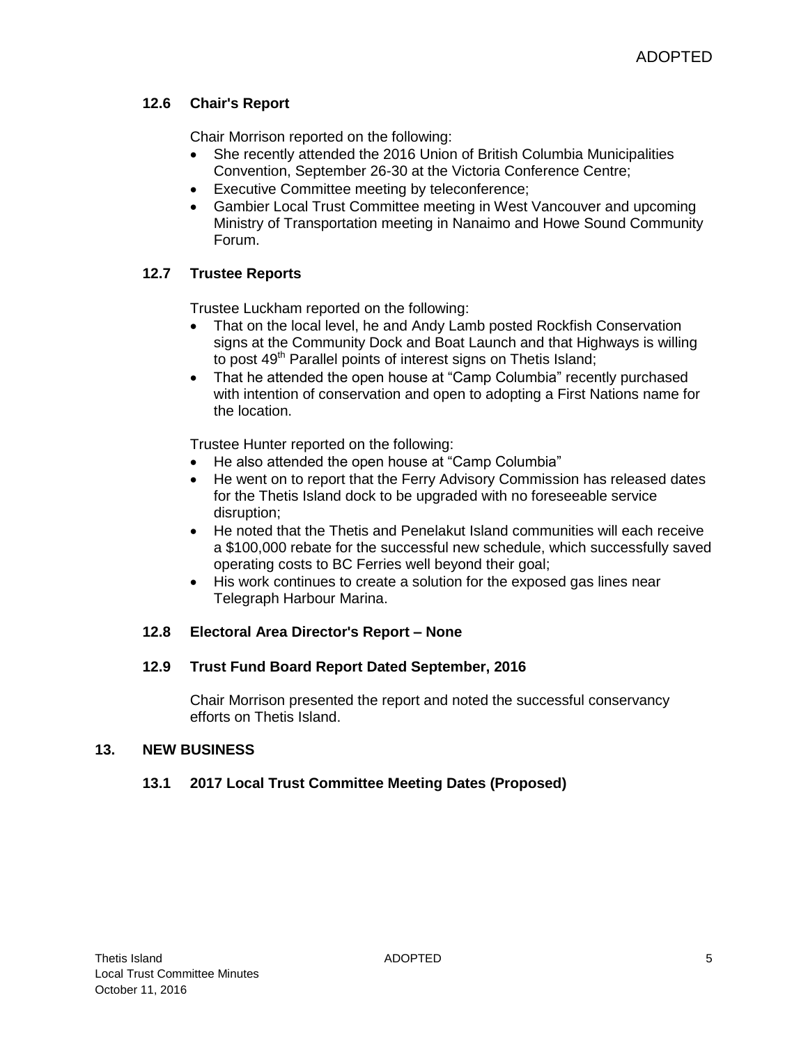### 12.6 Chair's Report

Chair Morrison reported on the following:

- She recently attended the 2016 Union of British Columbia Municipalities Convention, September 26-30 at the Victoria Conference Centre;
- Executive Committee meeting by teleconference;
- Gambier Local Trust Committee meeting in West Vancouver and upcoming Ministry of Transportation meeting in Nanaimo and Howe Sound Community Forum.

### 12.7 Trustee Reports

Trustee Luckham reported on the following:

- That on the local level, he and Andy Lamb posted Rockfish Conservation signs at the Community Dock and Boat Launch and that Highways is willing to post 49th Parallel points of interest signs on Thetis Island;
- That he attended the open house at "Camp Columbia" recently purchased with intention of conservation and open to adopting a First Nations name for the location.

Trustee Hunter reported on the following:

- He also attended the open house at "Camp Columbia"
- He went on to report that the Ferry Advisory Commission has released dates for the Thetis Island dock to be upgraded with no foreseeable service disruption;
- He noted that the Thetis and Penelakut Island communities will each receive a $100,000 rebate for the successful new schedule, which successfully saved operating costs to BC Ferries well beyond their goal;
- His work continues to create a solution for the exposed gas lines near Telegraph Harbour Marina.

### 12.8 Electoral Area Director's Report – None

### 12.9 Trust Fund Board Report Dated September, 2016

Chair Morrison presented the report and noted the successful conservancy efforts on Thetis Island.

## 13. NEW BUSINESS

### 13.1 2017 Local Trust Committee Meeting Dates (Proposed)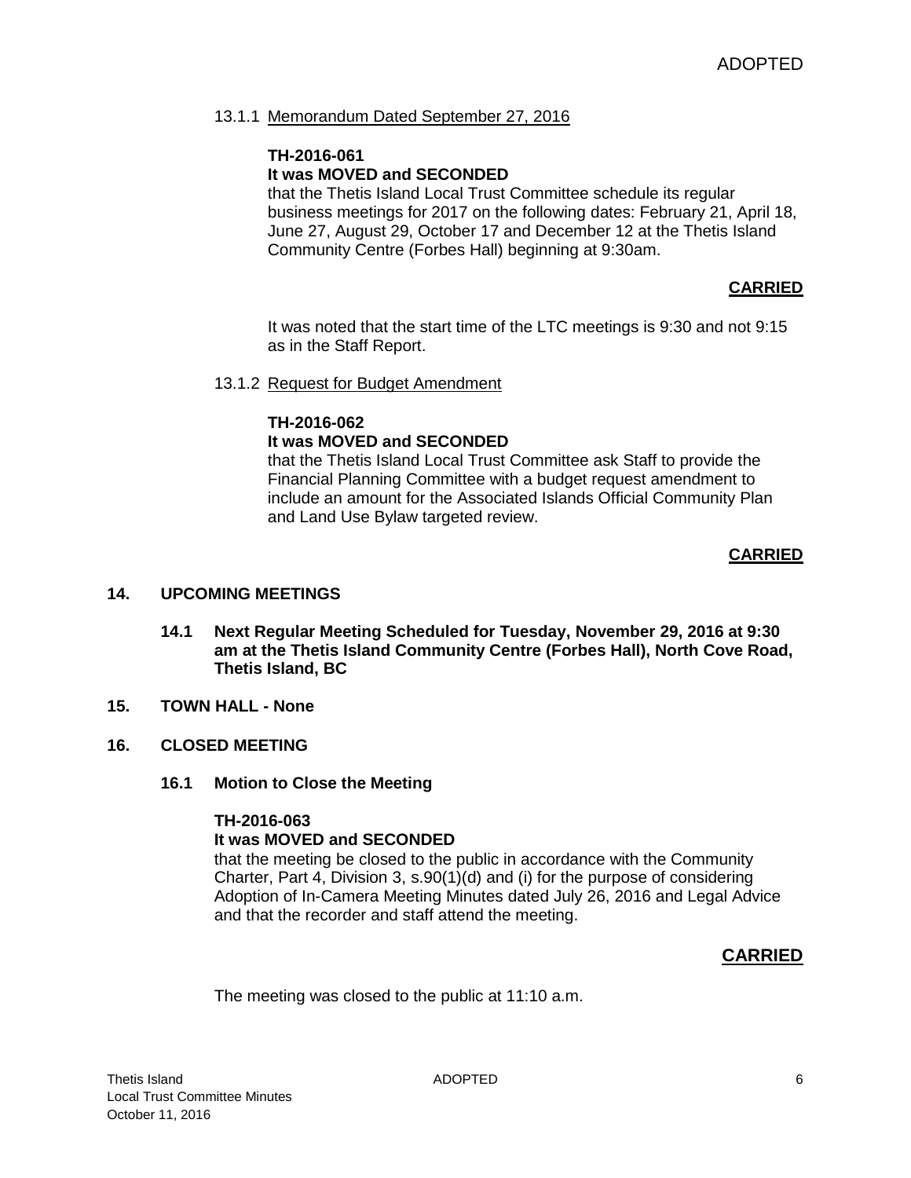ADOPTED

13.1.1 Memorandum Dated September 27, 2016

**TH-2016-061**
**It was MOVED and SECONDED**
that the Thetis Island Local Trust Committee schedule its regular business meetings for 2017 on the following dates: February 21, April 18, June 27, August 29, October 17 and December 12 at the Thetis Island Community Centre (Forbes Hall) beginning at 9:30am.

**CARRIED**

It was noted that the start time of the LTC meetings is 9:30 and not 9:15 as in the Staff Report.

13.1.2 Request for Budget Amendment

**TH-2016-062**
**It was MOVED and SECONDED**
that the Thetis Island Local Trust Committee ask Staff to provide the Financial Planning Committee with a budget request amendment to include an amount for the Associated Islands Official Community Plan and Land Use Bylaw targeted review.

**CARRIED**

## 14. UPCOMING MEETINGS

### 14.1 Next Regular Meeting Scheduled for Tuesday, November 29, 2016 at 9:30 am at the Thetis Island Community Centre (Forbes Hall), North Cove Road, Thetis Island, BC

## 15. TOWN HALL - None

## 16. CLOSED MEETING

### 16.1 Motion to Close the Meeting

**TH-2016-063**
**It was MOVED and SECONDED**
that the meeting be closed to the public in accordance with the Community Charter, Part 4, Division 3, s.90(1)(d) and (i) for the purpose of considering Adoption of In-Camera Meeting Minutes dated July 26, 2016 and Legal Advice and that the recorder and staff attend the meeting.

**CARRIED**

The meeting was closed to the public at 11:10 a.m.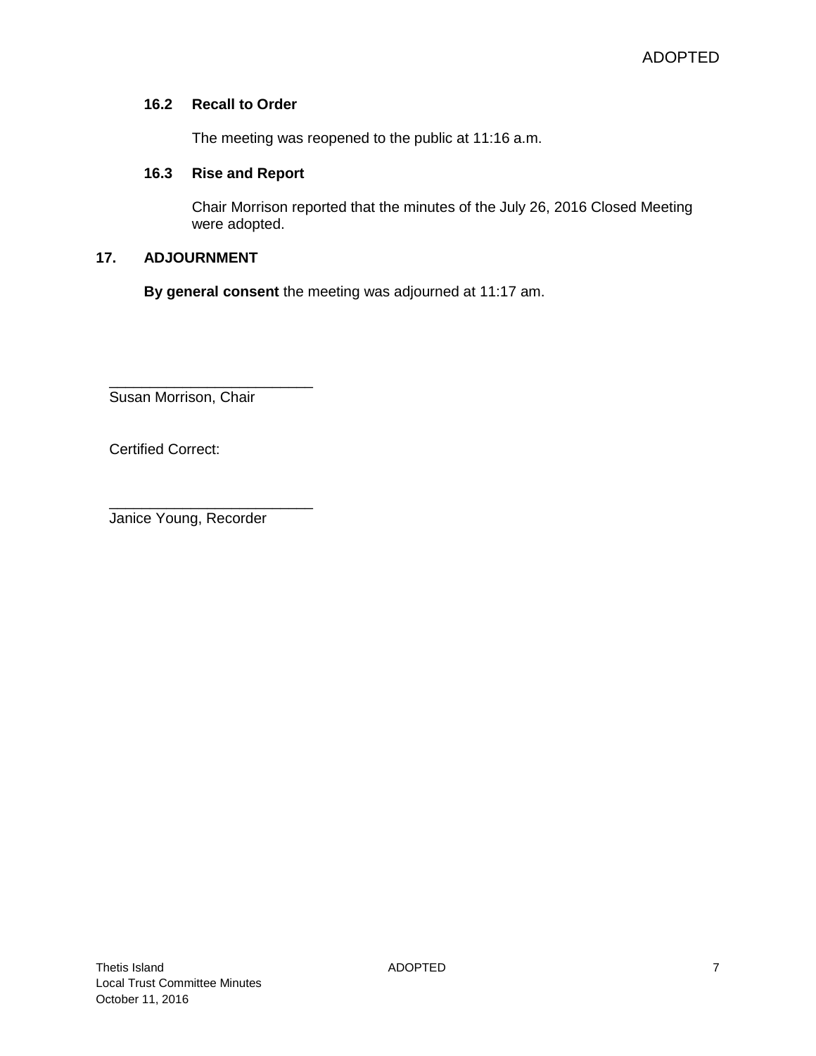### 16.2 Recall to Order

The meeting was reopened to the public at 11:16 a.m.

### 16.3 Rise and Report

Chair Morrison reported that the minutes of the July 26, 2016 Closed Meeting were adopted.

## 17. ADJOURNMENT

**By general consent** the meeting was adjourned at 11:17 am.

_________________________
Susan Morrison, Chair

Certified Correct:

_________________________
Janice Young, Recorder